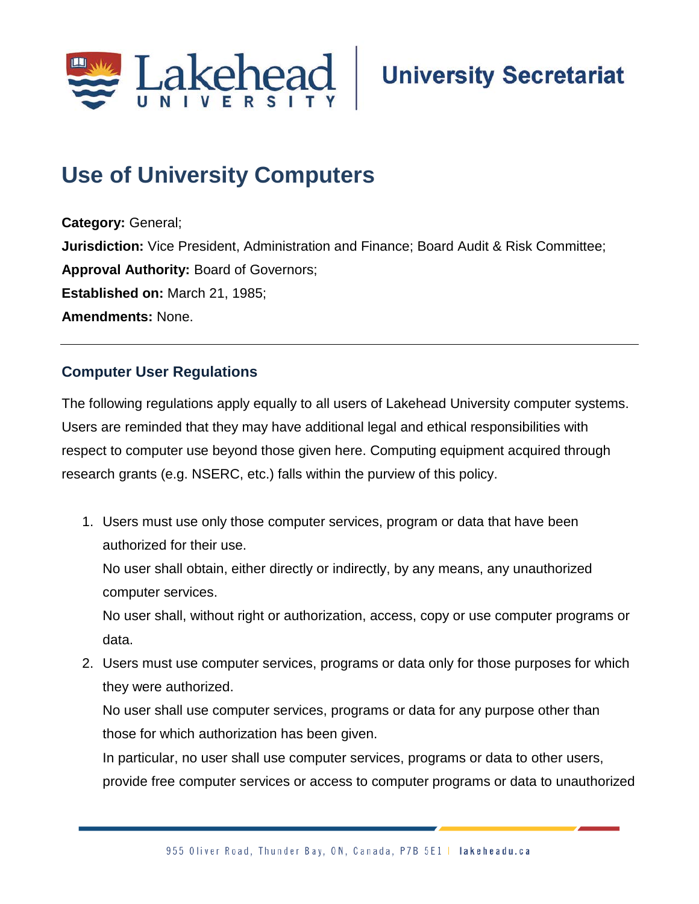# Use of University Computers

**Category:** General;
**Jurisdiction:** Vice President, Administration and Finance; Board Audit & Risk Committee;
**Approval Authority:** Board of Governors;
**Established on:** March 21, 1985;
**Amendments:** None.

---

## Computer User Regulations

The following regulations apply equally to all users of Lakehead University computer systems. Users are reminded that they may have additional legal and ethical responsibilities with respect to computer use beyond those given here. Computing equipment acquired through research grants (e.g. NSERC, etc.) falls within the purview of this policy.

1. Users must use only those computer services, program or data that have been authorized for their use.
   No user shall obtain, either directly or indirectly, by any means, any unauthorized computer services.
   No user shall, without right or authorization, access, copy or use computer programs or data.
2. Users must use computer services, programs or data only for those purposes for which they were authorized.
   No user shall use computer services, programs or data for any purpose other than those for which authorization has been given.
   In particular, no user shall use computer services, programs or data to other users, provide free computer services or access to computer programs or data to unauthorized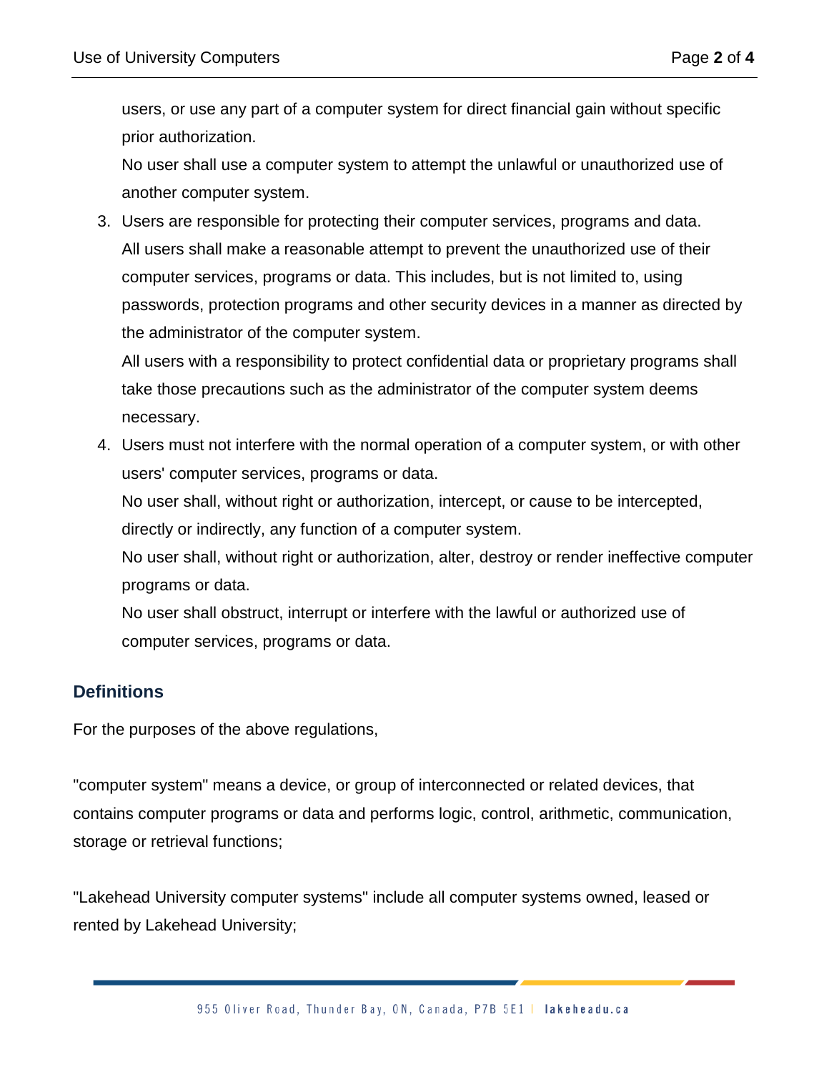users, or use any part of a computer system for direct financial gain without specific prior authorization.

No user shall use a computer system to attempt the unlawful or unauthorized use of another computer system.

3. Users are responsible for protecting their computer services, programs and data.

   All users shall make a reasonable attempt to prevent the unauthorized use of their computer services, programs or data. This includes, but is not limited to, using passwords, protection programs and other security devices in a manner as directed by the administrator of the computer system.

   All users with a responsibility to protect confidential data or proprietary programs shall take those precautions such as the administrator of the computer system deems necessary.

4. Users must not interfere with the normal operation of a computer system, or with other users' computer services, programs or data.

   No user shall, without right or authorization, intercept, or cause to be intercepted, directly or indirectly, any function of a computer system.

   No user shall, without right or authorization, alter, destroy or render ineffective computer programs or data.

   No user shall obstruct, interrupt or interfere with the lawful or authorized use of computer services, programs or data.

## Definitions

For the purposes of the above regulations,

"computer system" means a device, or group of interconnected or related devices, that contains computer programs or data and performs logic, control, arithmetic, communication, storage or retrieval functions;

"Lakehead University computer systems" include all computer systems owned, leased or rented by Lakehead University;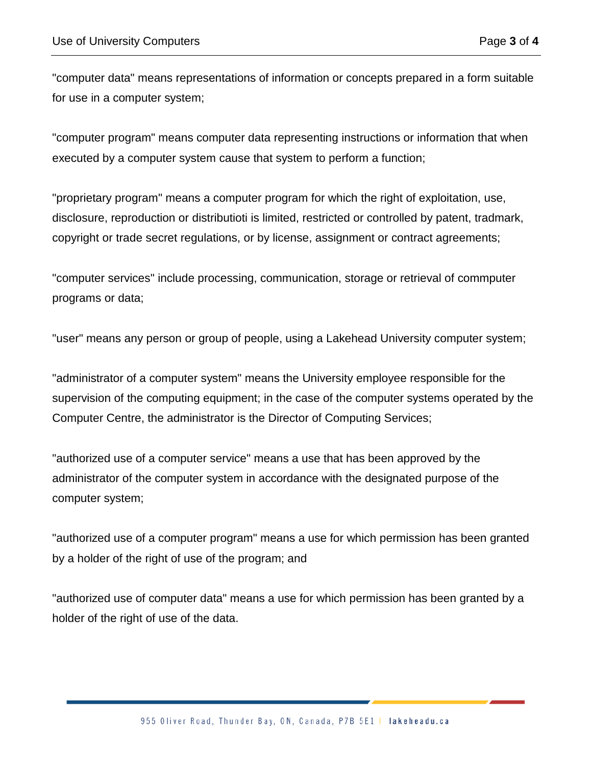"computer data" means representations of information or concepts prepared in a form suitable for use in a computer system;

"computer program" means computer data representing instructions or information that when executed by a computer system cause that system to perform a function;

"proprietary program" means a computer program for which the right of exploitation, use, disclosure, reproduction or distributioti is limited, restricted or controlled by patent, tradmark, copyright or trade secret regulations, or by license, assignment or contract agreements;

"computer services" include processing, communication, storage or retrieval of commputer programs or data;

"user" means any person or group of people, using a Lakehead University computer system;

"administrator of a computer system" means the University employee responsible for the supervision of the computing equipment; in the case of the computer systems operated by the Computer Centre, the administrator is the Director of Computing Services;

"authorized use of a computer service" means a use that has been approved by the administrator of the computer system in accordance with the designated purpose of the computer system;

"authorized use of a computer program" means a use for which permission has been granted by a holder of the right of use of the program; and

"authorized use of computer data" means a use for which permission has been granted by a holder of the right of use of the data.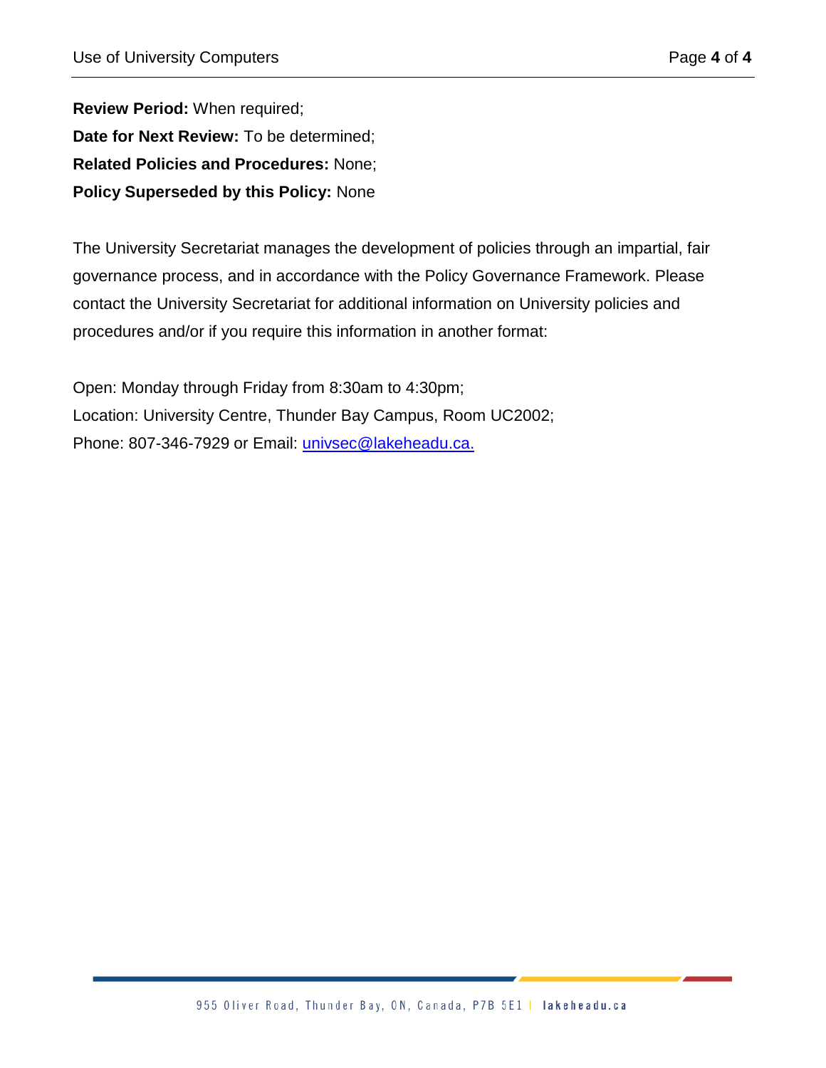**Review Period:** When required;
**Date for Next Review:** To be determined;
**Related Policies and Procedures:** None;
**Policy Superseded by this Policy:** None

The University Secretariat manages the development of policies through an impartial, fair governance process, and in accordance with the Policy Governance Framework. Please contact the University Secretariat for additional information on University policies and procedures and/or if you require this information in another format:

Open: Monday through Friday from 8:30am to 4:30pm;
Location: University Centre, Thunder Bay Campus, Room UC2002;
Phone: 807-346-7929 or Email: univsec@lakeheadu.ca.